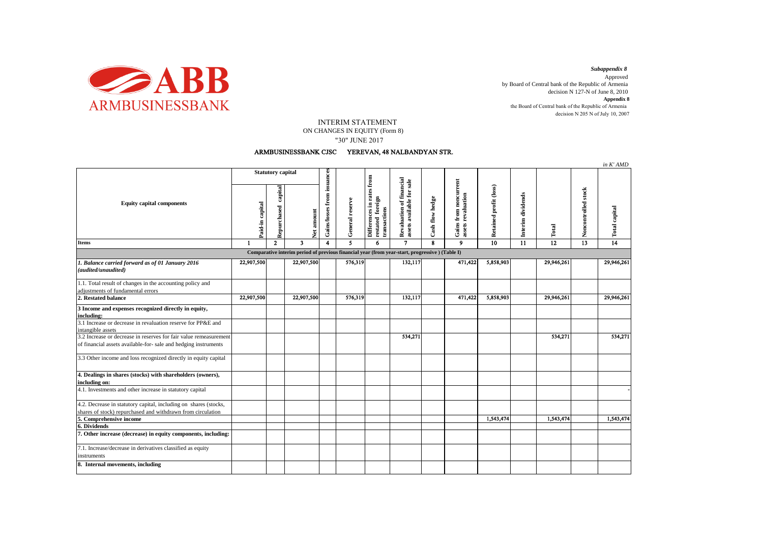*Subappendix 8*
Approved
by Board of Central bank of the Republic of Armenia
decision N 127-N of June 8, 2010
**Appendix 8**
the Board of Central bank of the Republic of Armenia
decision N 205 N of July 10, 2007

# INTERIM STATEMENT
## ON CHANGES IN EQUITY (Form 8)
## "30" JUNE 2017

**ARMBUSINESSBANK CJSC YEREVAN, 48 NALBANDYAN STR.**

*in K' AMD*

| Equity capital components | Statutory capital | | | Gains/losses from issuances | General reserve | Differences in rates from restated foreign transactions | Revaluation of financial assets available for sale | Cash flow hedge | Gains from noncurrent assets revaluation | Retained profit (loss) | Interim dividends | Total | Noncontrolled stock | Total capital |
|---|---|---|---|---|---|---|---|---|---|---|---|---|---|---|
| | Paid-in capital | Repurchased capital | Net amount | | | | | | | | | | | |
| **Items** | 1 | 2 | 3 | 4 | 5 | 6 | 7 | 8 | 9 | 10 | 11 | 12 | 13 | 14 |
| **Comparative interim period of previous financial year (from year-start, progressive ) (Table I)** | | | | | | | | | | | | | | |
| ***1. Balance carried forward as of 01 January 2016 (audited/unaudited)*** | 22,907,500 | | 22,907,500 | | 576,319 | | 132,117 | | 471,422 | 5,858,903 | | 29,946,261 | | 29,946,261 |
| 1.1. Total result of changes in the accounting policy and adjustments of fundamental errors | | | | | | | | | | | | | | |
| **2. Restated balance** | 22,907,500 | | 22,907,500 | | 576,319 | | 132,117 | | 471,422 | 5,858,903 | | 29,946,261 | | 29,946,261 |
| **3 Income and expenses recognized directly in equity, including:** | | | | | | | | | | | | | | |
| 3.1 Increase or decrease in revaluation reserve for PP&E and intangible assets | | | | | | | | | | | | | | |
| 3.2 Increase or decrease in reserves for fair value remeasurement of financial assets available-for- sale and hedging instruments | | | | | | | 534,271 | | | | | 534,271 | | 534,271 |
| 3.3 Other income and loss recognized directly in equity capital | | | | | | | | | | | | | | |
| **4. Dealings in shares (stocks) with shareholders (owners), including on:** | | | | | | | | | | | | | | |
| 4.1. Investments and other increase in statutory capital | | | | | | | | | | | | | | - |
| 4.2. Decrease in statutory capital, including on shares (stocks, shares of stock) repurchased and withdrawn from circulation | | | | | | | | | | | | | | |
| **5. Comprehensive income** | | | | | | | | | | 1,543,474 | | 1,543,474 | | 1,543,474 |
| **6. Dividends** | | | | | | | | | | | | | | |
| **7. Other increase (decrease) in equity components, including:** | | | | | | | | | | | | | | |
| 7.1. Increase/decrease in derivatives classified as equity instruments | | | | | | | | | | | | | | |
| **8. Internal movements, including** | | | | | | | | | | | | | | |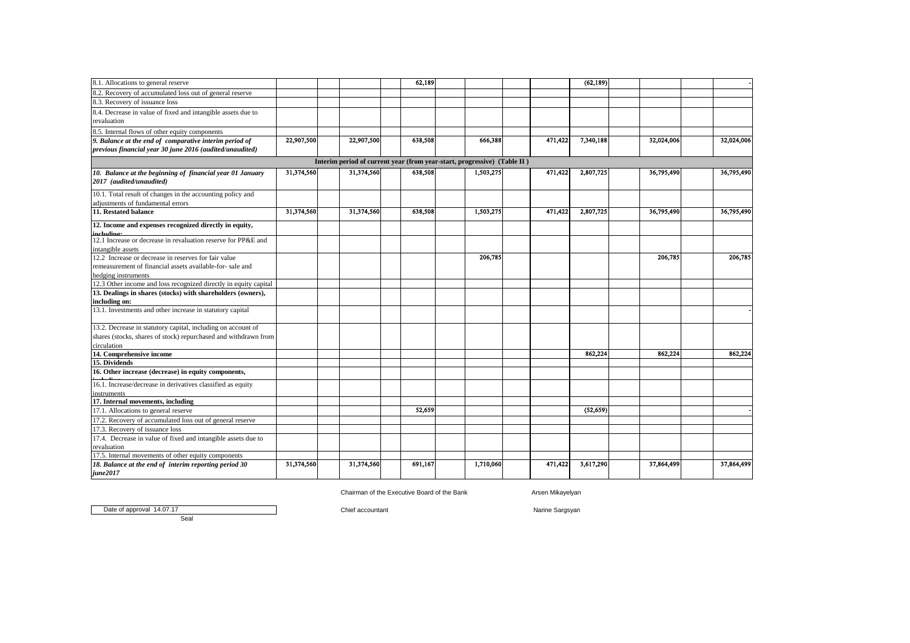| | | | | | | | | | | | | | | |
|---|---|---|---|---|---|---|---|---|---|---|---|---|---|---|
| 8.1. Allocations to general reserve | | | | | 62,189 | | | | | (62,189) | | | | - |
| 8.2. Recovery of accumulated loss out of general reserve | | | | | | | | | | | | | | |
| 8.3. Recovery of issuance loss | | | | | | | | | | | | | | |
| 8.4. Decrease in value of fixed and intangible assets due to revaluation | | | | | | | | | | | | | | |
| 8.5. Internal flows of other equity components | | | | | | | | | | | | | | |
| ***9. Balance at the end of comparative interim period of previous financial year 30 june 2016 (audited/anaudited)*** | 22,907,500 | | 22,907,500 | | 638,508 | | 666,388 | | 471,422 | 7,340,188 | | 32,024,006 | | 32,024,006 |
| **Interim period of current year (from year-start, progressive) (Table II )** | | | | | | | | | | | | | | |
| ***10. Balance at the beginning of financial year 01 January 2017 (audited/unaudited)*** | 31,374,560 | | 31,374,560 | | 638,508 | | 1,503,275 | | 471,422 | 2,807,725 | | 36,795,490 | | 36,795,490 |
| 10.1. Total result of changes in the accounting policy and adjustments of fundamental errors | | | | | | | | | | | | | | |
| **11. Restated balance** | 31,374,560 | | 31,374,560 | | 638,508 | | 1,503,275 | | 471,422 | 2,807,725 | | 36,795,490 | | 36,795,490 |
| **12. Income and expenses recognized directly in equity, including:** | | | | | | | | | | | | | | |
| 12.1 Increase or decrease in revaluation reserve for PP&E and intangible assets | | | | | | | | | | | | | | |
| 12.2 Increase or decrease in reserves for fair value remeasurement of financial assets available-for- sale and hedging instruments | | | | | | | 206,785 | | | | | 206,785 | | 206,785 |
| 12.3 Other income and loss recognized directly in equity capital | | | | | | | | | | | | | | |
| **13. Dealings in shares (stocks) with shareholders (owners), including on:** | | | | | | | | | | | | | | |
| 13.1. Investments and other increase in statutory capital | | | | | | | | | | | | | | - |
| 13.2. Decrease in statutory capital, including on account of shares (stocks, shares of stock) repurchased and withdrawn from circulation | | | | | | | | | | | | | | |
| **14. Comprehensive income** | | | | | | | | | | 862,224 | | 862,224 | | 862,224 |
| **15. Dividends** | | | | | | | | | | | | | | |
| **16. Other increase (decrease) in equity components, including:** | | | | | | | | | | | | | | |
| 16.1. Increase/decrease in derivatives classified as equity instruments | | | | | | | | | | | | | | |
| **17. Internal movements, including** | | | | | | | | | | | | | | |
| 17.1. Allocations to general reserve | | | | | 52,659 | | | | | (52,659) | | | | - |
| 17.2. Recovery of accumulated loss out of general reserve | | | | | | | | | | | | | | |
| 17.3. Recovery of issuance loss | | | | | | | | | | | | | | |
| 17.4. Decrease in value of fixed and intangible assets due to revaluation | | | | | | | | | | | | | | |
| 17.5. Internal movements of other equity components | | | | | | | | | | | | | | |
| ***18. Balance at the end of interim reporting period 30 june2017*** | 31,374,560 | | 31,374,560 | | 691,167 | | 1,710,060 | | 471,422 | 3,617,290 | | 37,864,499 | | 37,864,499 |

Chairman of the Executive Board of the Bank — Arsen Mikayelyan

Date of approval 14.07.17

Chief accountant — Narine Sargsyan

Seal